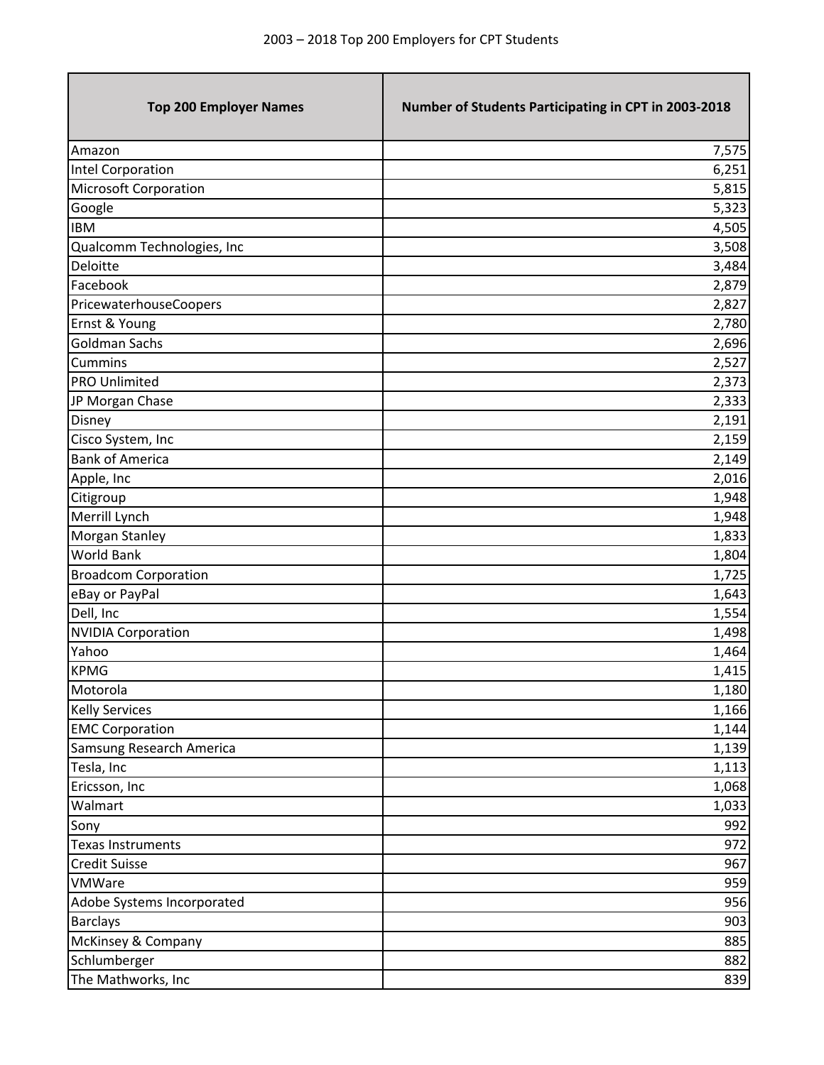# 2003 – 2018 Top 200 Employers for CPT Students

| Top 200 Employer Names | Number of Students Participating in CPT in 2003-2018 |
|---|---|
| Amazon | 7,575 |
| Intel Corporation | 6,251 |
| Microsoft Corporation | 5,815 |
| Google | 5,323 |
| IBM | 4,505 |
| Qualcomm Technologies, Inc | 3,508 |
| Deloitte | 3,484 |
| Facebook | 2,879 |
| PricewaterhouseCoopers | 2,827 |
| Ernst & Young | 2,780 |
| Goldman Sachs | 2,696 |
| Cummins | 2,527 |
| PRO Unlimited | 2,373 |
| JP Morgan Chase | 2,333 |
| Disney | 2,191 |
| Cisco System, Inc | 2,159 |
| Bank of America | 2,149 |
| Apple, Inc | 2,016 |
| Citigroup | 1,948 |
| Merrill Lynch | 1,948 |
| Morgan Stanley | 1,833 |
| World Bank | 1,804 |
| Broadcom Corporation | 1,725 |
| eBay or PayPal | 1,643 |
| Dell, Inc | 1,554 |
| NVIDIA Corporation | 1,498 |
| Yahoo | 1,464 |
| KPMG | 1,415 |
| Motorola | 1,180 |
| Kelly Services | 1,166 |
| EMC Corporation | 1,144 |
| Samsung Research America | 1,139 |
| Tesla, Inc | 1,113 |
| Ericsson, Inc | 1,068 |
| Walmart | 1,033 |
| Sony | 992 |
| Texas Instruments | 972 |
| Credit Suisse | 967 |
| VMWare | 959 |
| Adobe Systems Incorporated | 956 |
| Barclays | 903 |
| McKinsey & Company | 885 |
| Schlumberger | 882 |
| The Mathworks, Inc | 839 |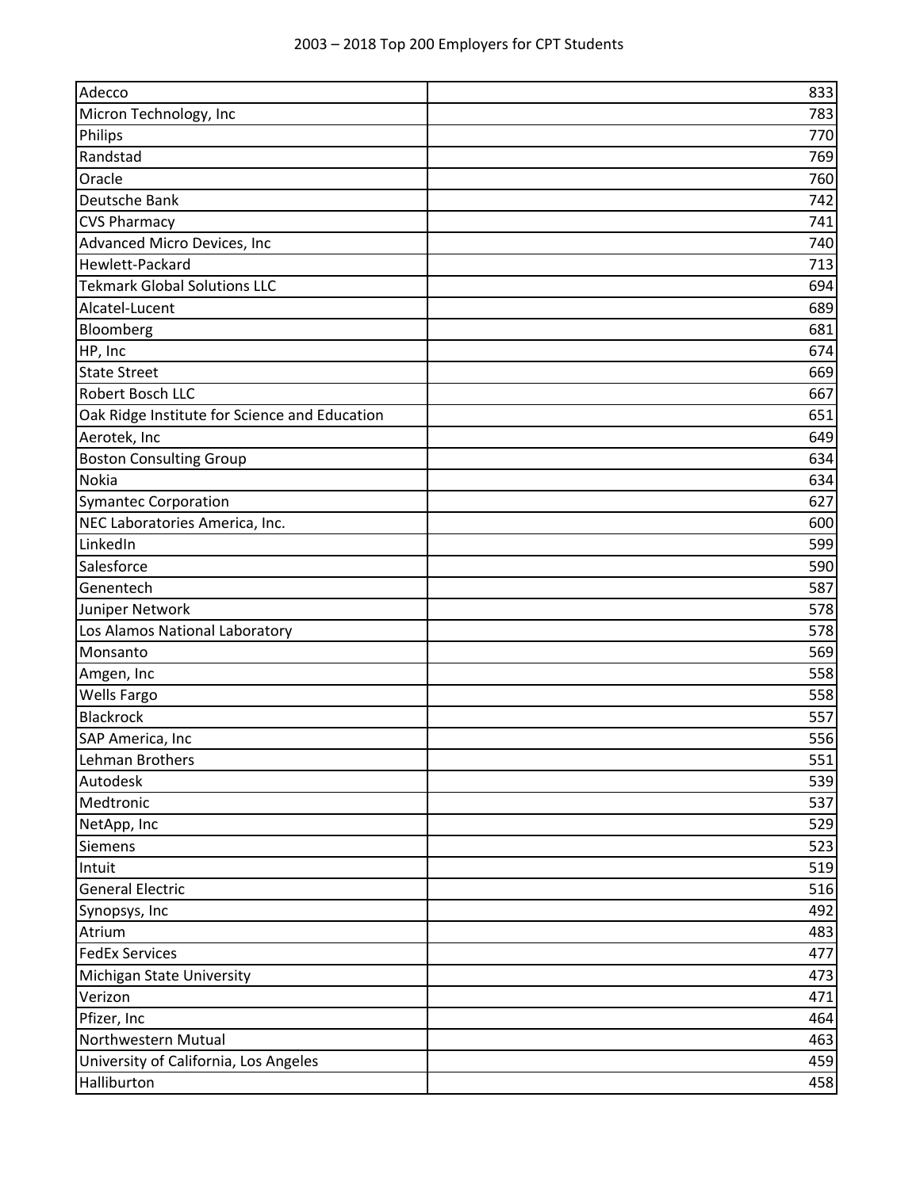# 2003 – 2018 Top 200 Employers for CPT Students

| | |
|---|---|
| Adecco | 833 |
| Micron Technology, Inc | 783 |
| Philips | 770 |
| Randstad | 769 |
| Oracle | 760 |
| Deutsche Bank | 742 |
| CVS Pharmacy | 741 |
| Advanced Micro Devices, Inc | 740 |
| Hewlett-Packard | 713 |
| Tekmark Global Solutions LLC | 694 |
| Alcatel-Lucent | 689 |
| Bloomberg | 681 |
| HP, Inc | 674 |
| State Street | 669 |
| Robert Bosch LLC | 667 |
| Oak Ridge Institute for Science and Education | 651 |
| Aerotek, Inc | 649 |
| Boston Consulting Group | 634 |
| Nokia | 634 |
| Symantec Corporation | 627 |
| NEC Laboratories America, Inc. | 600 |
| LinkedIn | 599 |
| Salesforce | 590 |
| Genentech | 587 |
| Juniper Network | 578 |
| Los Alamos National Laboratory | 578 |
| Monsanto | 569 |
| Amgen, Inc | 558 |
| Wells Fargo | 558 |
| Blackrock | 557 |
| SAP America, Inc | 556 |
| Lehman Brothers | 551 |
| Autodesk | 539 |
| Medtronic | 537 |
| NetApp, Inc | 529 |
| Siemens | 523 |
| Intuit | 519 |
| General Electric | 516 |
| Synopsys, Inc | 492 |
| Atrium | 483 |
| FedEx Services | 477 |
| Michigan State University | 473 |
| Verizon | 471 |
| Pfizer, Inc | 464 |
| Northwestern Mutual | 463 |
| University of California, Los Angeles | 459 |
| Halliburton | 458 |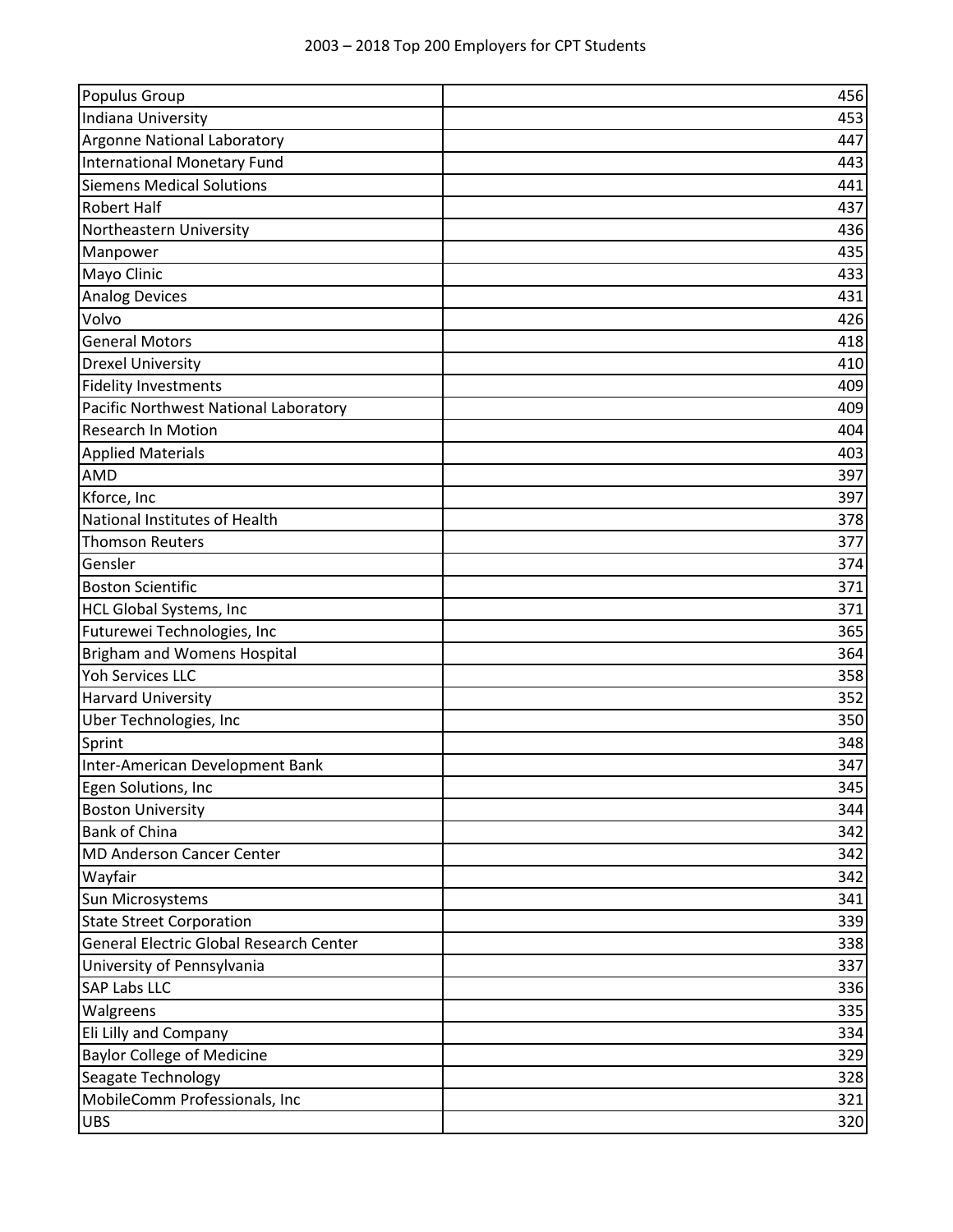| Populus Group | 456 |
|---|---|
| Indiana University | 453 |
| Argonne National Laboratory | 447 |
| International Monetary Fund | 443 |
| Siemens Medical Solutions | 441 |
| Robert Half | 437 |
| Northeastern University | 436 |
| Manpower | 435 |
| Mayo Clinic | 433 |
| Analog Devices | 431 |
| Volvo | 426 |
| General Motors | 418 |
| Drexel University | 410 |
| Fidelity Investments | 409 |
| Pacific Northwest National Laboratory | 409 |
| Research In Motion | 404 |
| Applied Materials | 403 |
| AMD | 397 |
| Kforce, Inc | 397 |
| National Institutes of Health | 378 |
| Thomson Reuters | 377 |
| Gensler | 374 |
| Boston Scientific | 371 |
| HCL Global Systems, Inc | 371 |
| Futurewei Technologies, Inc | 365 |
| Brigham and Womens Hospital | 364 |
| Yoh Services LLC | 358 |
| Harvard University | 352 |
| Uber Technologies, Inc | 350 |
| Sprint | 348 |
| Inter-American Development Bank | 347 |
| Egen Solutions, Inc | 345 |
| Boston University | 344 |
| Bank of China | 342 |
| MD Anderson Cancer Center | 342 |
| Wayfair | 342 |
| Sun Microsystems | 341 |
| State Street Corporation | 339 |
| General Electric Global Research Center | 338 |
| University of Pennsylvania | 337 |
| SAP Labs LLC | 336 |
| Walgreens | 335 |
| Eli Lilly and Company | 334 |
| Baylor College of Medicine | 329 |
| Seagate Technology | 328 |
| MobileComm Professionals, Inc | 321 |
| UBS | 320 |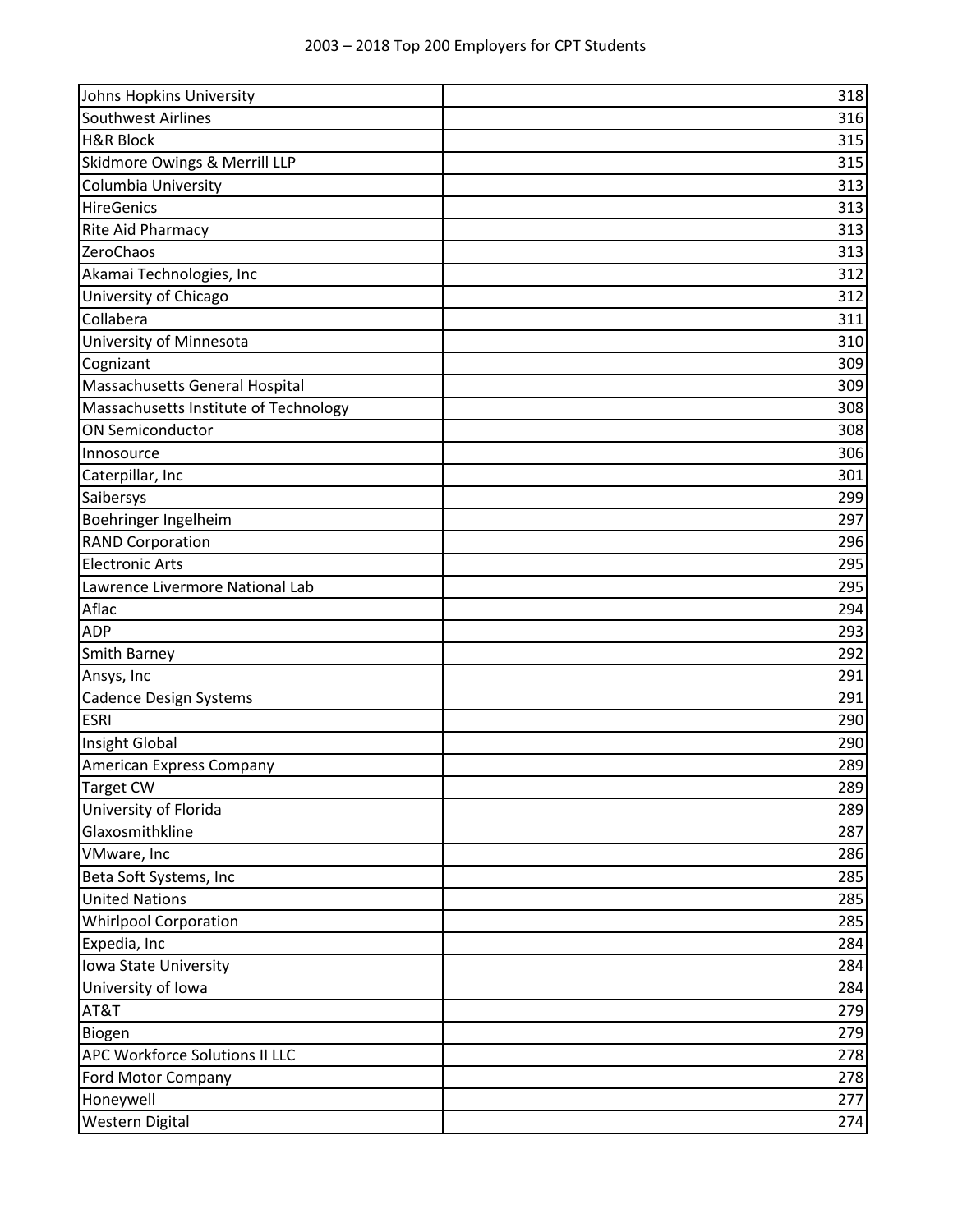2003 – 2018 Top 200 Employers for CPT Students

| | |
|---|---|
| Johns Hopkins University | 318 |
| Southwest Airlines | 316 |
| H&R Block | 315 |
| Skidmore Owings & Merrill LLP | 315 |
| Columbia University | 313 |
| HireGenics | 313 |
| Rite Aid Pharmacy | 313 |
| ZeroChaos | 313 |
| Akamai Technologies, Inc | 312 |
| University of Chicago | 312 |
| Collabera | 311 |
| University of Minnesota | 310 |
| Cognizant | 309 |
| Massachusetts General Hospital | 309 |
| Massachusetts Institute of Technology | 308 |
| ON Semiconductor | 308 |
| Innosource | 306 |
| Caterpillar, Inc | 301 |
| Saibersys | 299 |
| Boehringer Ingelheim | 297 |
| RAND Corporation | 296 |
| Electronic Arts | 295 |
| Lawrence Livermore National Lab | 295 |
| Aflac | 294 |
| ADP | 293 |
| Smith Barney | 292 |
| Ansys, Inc | 291 |
| Cadence Design Systems | 291 |
| ESRI | 290 |
| Insight Global | 290 |
| American Express Company | 289 |
| Target CW | 289 |
| University of Florida | 289 |
| Glaxosmithkline | 287 |
| VMware, Inc | 286 |
| Beta Soft Systems, Inc | 285 |
| United Nations | 285 |
| Whirlpool Corporation | 285 |
| Expedia, Inc | 284 |
| Iowa State University | 284 |
| University of Iowa | 284 |
| AT&T | 279 |
| Biogen | 279 |
| APC Workforce Solutions II LLC | 278 |
| Ford Motor Company | 278 |
| Honeywell | 277 |
| Western Digital | 274 |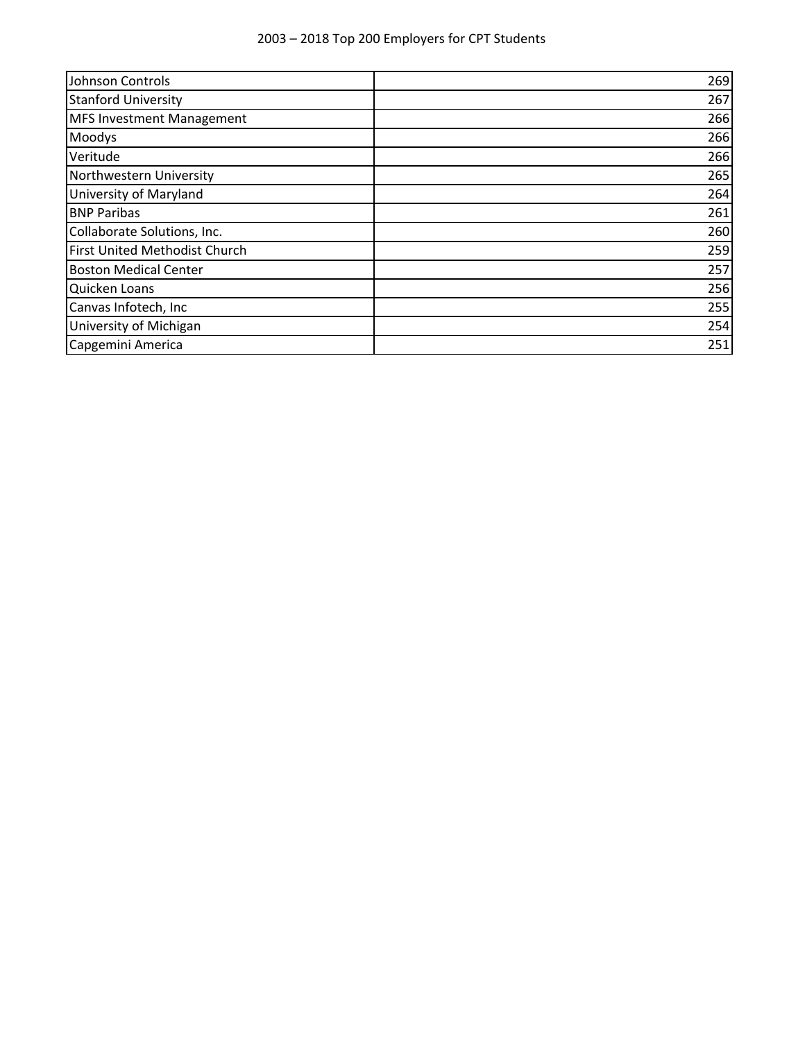| | |
|---|---|
| Johnson Controls | 269 |
| Stanford University | 267 |
| MFS Investment Management | 266 |
| Moodys | 266 |
| Veritude | 266 |
| Northwestern University | 265 |
| University of Maryland | 264 |
| BNP Paribas | 261 |
| Collaborate Solutions, Inc. | 260 |
| First United Methodist Church | 259 |
| Boston Medical Center | 257 |
| Quicken Loans | 256 |
| Canvas Infotech, Inc | 255 |
| University of Michigan | 254 |
| Capgemini America | 251 |